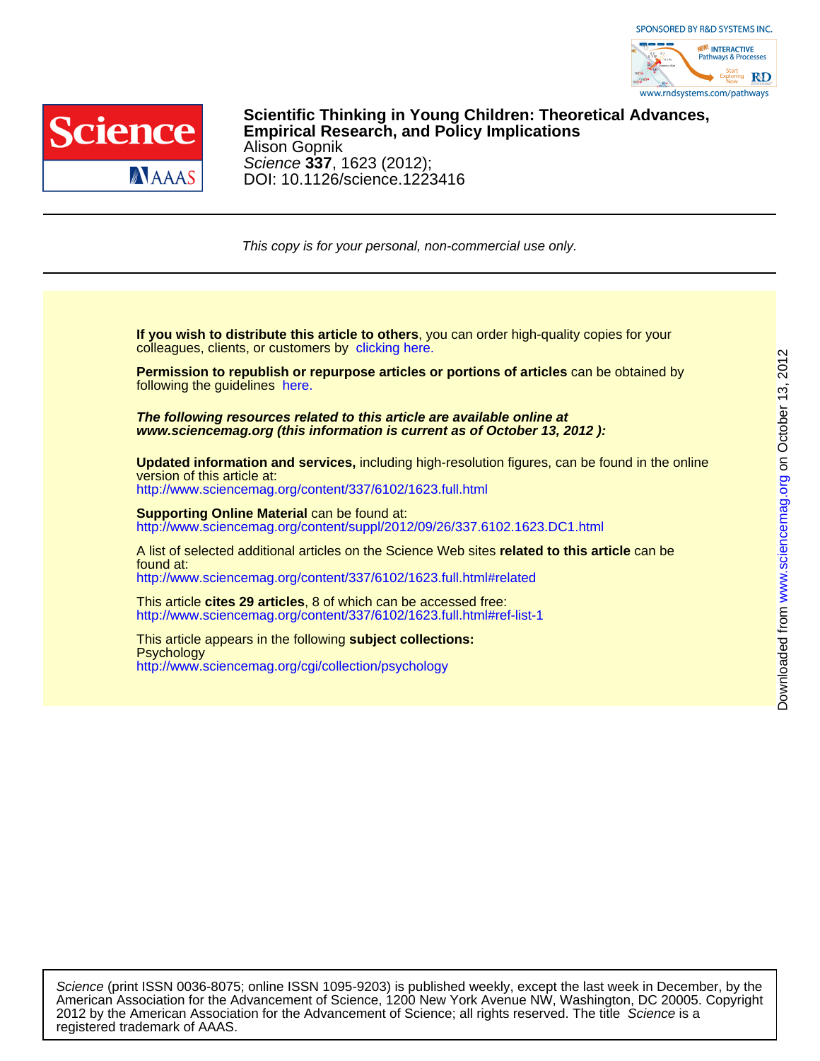SPONSORED BY R&D SYSTEMS INC.

www.rndsystems.com/pathways

# Scientific Thinking in Young Children: Theoretical Advances, Empirical Research, and Policy Implications

Alison Gopnik

*Science* **337**, 1623 (2012);

DOI: 10.1126/science.1223416

*This copy is for your personal, non-commercial use only.*

**If you wish to distribute this article to others**, you can order high-quality copies for your colleagues, clients, or customers by clicking here.

**Permission to republish or repurpose articles or portions of articles** can be obtained by following the guidelines here.

***The following resources related to this article are available online at www.sciencemag.org (this information is current as of October 13, 2012 ):***

**Updated information and services,** including high-resolution figures, can be found in the online version of this article at:
http://www.sciencemag.org/content/337/6102/1623.full.html

**Supporting Online Material** can be found at:
http://www.sciencemag.org/content/suppl/2012/09/26/337.6102.1623.DC1.html

A list of selected additional articles on the Science Web sites **related to this article** can be found at:
http://www.sciencemag.org/content/337/6102/1623.full.html#related

This article **cites 29 articles**, 8 of which can be accessed free:
http://www.sciencemag.org/content/337/6102/1623.full.html#ref-list-1

This article appears in the following **subject collections:**
Psychology
http://www.sciencemag.org/cgi/collection/psychology

Downloaded from www.sciencemag.org on October 13, 2012

*Science* (print ISSN 0036-8075; online ISSN 1095-9203) is published weekly, except the last week in December, by the American Association for the Advancement of Science, 1200 New York Avenue NW, Washington, DC 20005. Copyright 2012 by the American Association for the Advancement of Science; all rights reserved. The title *Science* is a registered trademark of AAAS.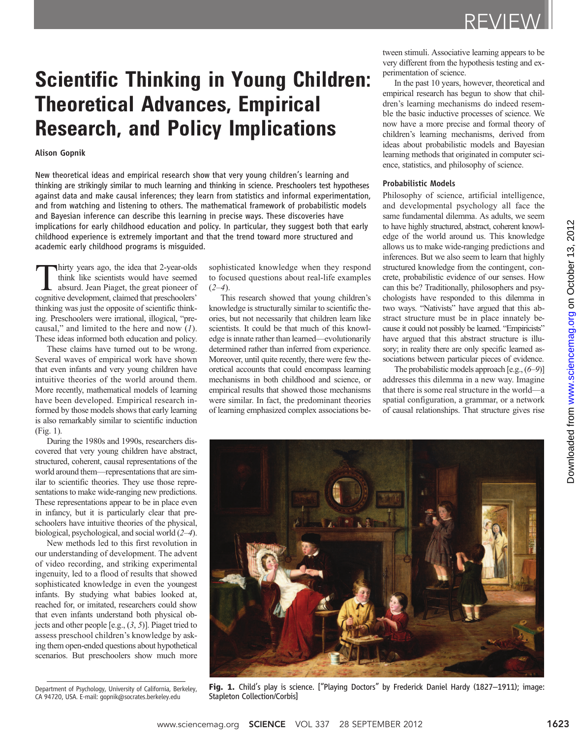# Scientific Thinking in Young Children: Theoretical Advances, Empirical Research, and Policy Implications

Alison Gopnik

New theoretical ideas and empirical research show that very young children's learning and thinking are strikingly similar to much learning and thinking in science. Preschoolers test hypotheses against data and make causal inferences; they learn from statistics and informal experimentation, and from watching and listening to others. The mathematical framework of probabilistic models and Bayesian inference can describe this learning in precise ways. These discoveries have implications for early childhood education and policy. In particular, they suggest both that early childhood experience is extremely important and that the trend toward more structured and academic early childhood programs is misguided.

Thirty years ago, the idea that 2-year-olds think like scientists would have seemed absurd. Jean Piaget, the great pioneer of cognitive development, claimed that preschoolers' thinking was just the opposite of scientific thinking. Preschoolers were irrational, illogical, "precausal," and limited to the here and now (*1*). These ideas informed both education and policy.

These claims have turned out to be wrong. Several waves of empirical work have shown that even infants and very young children have intuitive theories of the world around them. More recently, mathematical models of learning have been developed. Empirical research informed by those models shows that early learning is also remarkably similar to scientific induction (Fig. 1).

During the 1980s and 1990s, researchers discovered that very young children have abstract, structured, coherent, causal representations of the world around them—representations that are similar to scientific theories. They use those representations to make wide-ranging new predictions. These representations appear to be in place even in infancy, but it is particularly clear that preschoolers have intuitive theories of the physical, biological, psychological, and social world (*2*–*4*).

New methods led to this first revolution in our understanding of development. The advent of video recording, and striking experimental ingenuity, led to a flood of results that showed sophisticated knowledge in even the youngest infants. By studying what babies looked at, reached for, or imitated, researchers could show that even infants understand both physical objects and other people [e.g., (*3*, *5*)]. Piaget tried to assess preschool children's knowledge by asking them open-ended questions about hypothetical scenarios. But preschoolers show much more sophisticated knowledge when they respond to focused questions about real-life examples (*2*–*4*).

This research showed that young children's knowledge is structurally similar to scientific theories, but not necessarily that children learn like scientists. It could be that much of this knowledge is innate rather than learned—evolutionarily determined rather than inferred from experience. Moreover, until quite recently, there were few theoretical accounts that could encompass learning mechanisms in both childhood and science, or empirical results that showed those mechanisms were similar. In fact, the predominant theories of learning emphasized complex associations between stimuli. Associative learning appears to be very different from the hypothesis testing and experimentation of science.

In the past 10 years, however, theoretical and empirical research has begun to show that children's learning mechanisms do indeed resemble the basic inductive processes of science. We now have a more precise and formal theory of children's learning mechanisms, derived from ideas about probabilistic models and Bayesian learning methods that originated in computer science, statistics, and philosophy of science.

## Probabilistic Models

Philosophy of science, artificial intelligence, and developmental psychology all face the same fundamental dilemma. As adults, we seem to have highly structured, abstract, coherent knowledge of the world around us. This knowledge allows us to make wide-ranging predictions and inferences. But we also seem to learn that highly structured knowledge from the contingent, concrete, probabilistic evidence of our senses. How can this be? Traditionally, philosophers and psychologists have responded to this dilemma in two ways. "Nativists" have argued that this abstract structure must be in place innately because it could not possibly be learned. "Empiricists" have argued that this abstract structure is illusory; in reality there are only specific learned associations between particular pieces of evidence.

The probabilistic models approach [e.g., (*6*–*9*)] addresses this dilemma in a new way. Imagine that there is some real structure in the world—a spatial configuration, a grammar, or a network of causal relationships. That structure gives rise

**Fig. 1.** Child's play is science. ["Playing Doctors" by Frederick Daniel Hardy (1827–1911); image: Stapleton Collection/Corbis]

Department of Psychology, University of California, Berkeley, CA 94720, USA. E-mail: gopnik@socrates.berkeley.edu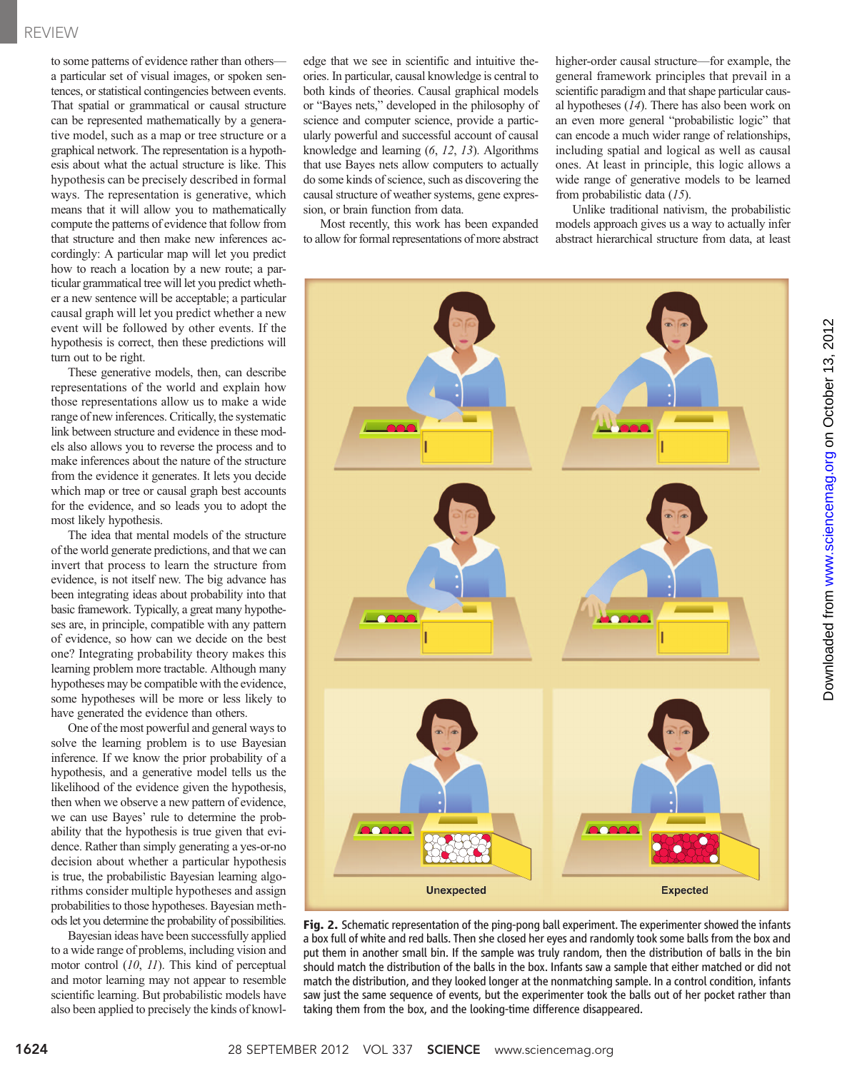to some patterns of evidence rather than others—a particular set of visual images, or spoken sentences, or statistical contingencies between events. That spatial or grammatical or causal structure can be represented mathematically by a generative model, such as a map or tree structure or a graphical network. The representation is a hypothesis about what the actual structure is like. This hypothesis can be precisely described in formal ways. The representation is generative, which means that it will allow you to mathematically compute the patterns of evidence that follow from that structure and then make new inferences accordingly: A particular map will let you predict how to reach a location by a new route; a particular grammatical tree will let you predict whether a new sentence will be acceptable; a particular causal graph will let you predict whether a new event will be followed by other events. If the hypothesis is correct, then these predictions will turn out to be right.

These generative models, then, can describe representations of the world and explain how those representations allow us to make a wide range of new inferences. Critically, the systematic link between structure and evidence in these models also allows you to reverse the process and to make inferences about the nature of the structure from the evidence it generates. It lets you decide which map or tree or causal graph best accounts for the evidence, and so leads you to adopt the most likely hypothesis.

The idea that mental models of the structure of the world generate predictions, and that we can invert that process to learn the structure from evidence, is not itself new. The big advance has been integrating ideas about probability into that basic framework. Typically, a great many hypotheses are, in principle, compatible with any pattern of evidence, so how can we decide on the best one? Integrating probability theory makes this learning problem more tractable. Although many hypotheses may be compatible with the evidence, some hypotheses will be more or less likely to have generated the evidence than others.

One of the most powerful and general ways to solve the learning problem is to use Bayesian inference. If we know the prior probability of a hypothesis, and a generative model tells us the likelihood of the evidence given the hypothesis, then when we observe a new pattern of evidence, we can use Bayes' rule to determine the probability that the hypothesis is true given that evidence. Rather than simply generating a yes-or-no decision about whether a particular hypothesis is true, the probabilistic Bayesian learning algorithms consider multiple hypotheses and assign probabilities to those hypotheses. Bayesian methods let you determine the probability of possibilities.

Bayesian ideas have been successfully applied to a wide range of problems, including vision and motor control (*10*, *11*). This kind of perceptual and motor learning may not appear to resemble scientific learning. But probabilistic models have also been applied to precisely the kinds of knowledge that we see in scientific and intuitive theories. In particular, causal knowledge is central to both kinds of theories. Causal graphical models or "Bayes nets," developed in the philosophy of science and computer science, provide a particularly powerful and successful account of causal knowledge and learning (*6*, *12*, *13*). Algorithms that use Bayes nets allow computers to actually do some kinds of science, such as discovering the causal structure of weather systems, gene expression, or brain function from data.

Most recently, this work has been expanded to allow for formal representations of more abstract higher-order causal structure—for example, the general framework principles that prevail in a scientific paradigm and that shape particular causal hypotheses (*14*). There has also been work on an even more general "probabilistic logic" that can encode a much wider range of relationships, including spatial and logical as well as causal ones. At least in principle, this logic allows a wide range of generative models to be learned from probabilistic data (*15*).

Unlike traditional nativism, the probabilistic models approach gives us a way to actually infer abstract hierarchical structure from data, at least

Unexpected

Expected

**Fig. 2.** Schematic representation of the ping-pong ball experiment. The experimenter showed the infants a box full of white and red balls. Then she closed her eyes and randomly took some balls from the box and put them in another small bin. If the sample was truly random, then the distribution of balls in the bin should match the distribution of the balls in the box. Infants saw a sample that either matched or did not match the distribution, and they looked longer at the nonmatching sample. In a control condition, infants saw just the same sequence of events, but the experimenter took the balls out of her pocket rather than taking them from the box, and the looking-time difference disappeared.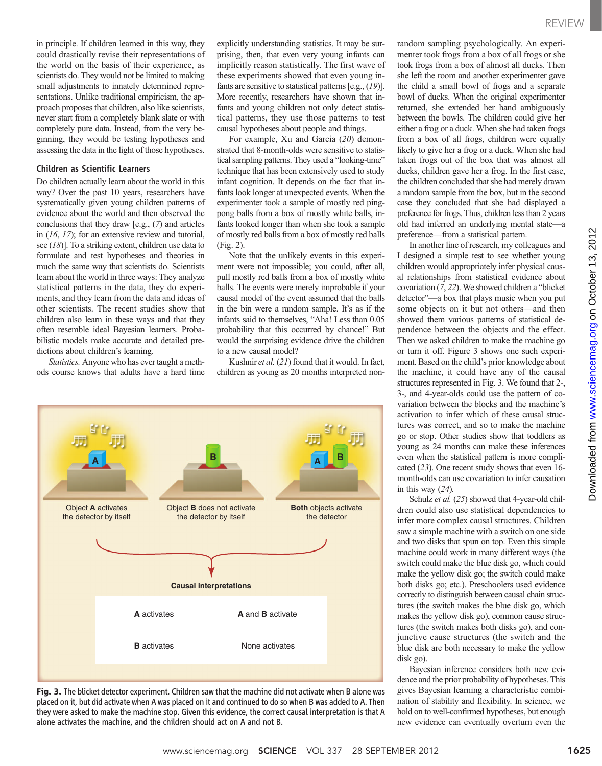in principle. If children learned in this way, they could drastically revise their representations of the world on the basis of their experience, as scientists do. They would not be limited to making small adjustments to innately determined representations. Unlike traditional empiricism, the approach proposes that children, also like scientists, never start from a completely blank slate or with completely pure data. Instead, from the very beginning, they would be testing hypotheses and assessing the data in the light of those hypotheses.

### Children as Scientific Learners

Do children actually learn about the world in this way? Over the past 10 years, researchers have systematically given young children patterns of evidence about the world and then observed the conclusions that they draw [e.g., (*7*) and articles in (*16*, *17*); for an extensive review and tutorial, see (*18*)]. To a striking extent, children use data to formulate and test hypotheses and theories in much the same way that scientists do. Scientists learn about the world in three ways: They analyze statistical patterns in the data, they do experiments, and they learn from the data and ideas of other scientists. The recent studies show that children also learn in these ways and that they often resemble ideal Bayesian learners. Probabilistic models make accurate and detailed predictions about children's learning.

*Statistics.* Anyone who has ever taught a methods course knows that adults have a hard time explicitly understanding statistics. It may be surprising, then, that even very young infants can implicitly reason statistically. The first wave of these experiments showed that even young infants are sensitive to statistical patterns [e.g., (*19*)]. More recently, researchers have shown that infants and young children not only detect statistical patterns, they use those patterns to test causal hypotheses about people and things.

For example, Xu and Garcia (*20*) demonstrated that 8-month-olds were sensitive to statistical sampling patterns. They used a "looking-time" technique that has been extensively used to study infant cognition. It depends on the fact that infants look longer at unexpected events. When the experimenter took a sample of mostly red ping-pong balls from a box of mostly white balls, infants looked longer than when she took a sample of mostly red balls from a box of mostly red balls (Fig. 2).

Note that the unlikely events in this experiment were not impossible; you could, after all, pull mostly red balls from a box of mostly white balls. The events were merely improbable if your causal model of the event assumed that the balls in the bin were a random sample. It's as if the infants said to themselves, "Aha! Less than 0.05 probability that this occurred by chance!" But would the surprising evidence drive the children to a new causal model?

Kushnir *et al.* (*21*) found that it would. In fact, children as young as 20 months interpreted non-random sampling psychologically. An experimenter took frogs from a box of all frogs or she took frogs from a box of almost all ducks. Then she left the room and another experimenter gave the child a small bowl of frogs and a separate bowl of ducks. When the original experimenter returned, she extended her hand ambiguously between the bowls. The child could give her either a frog or a duck. When she had taken frogs from a box of all frogs, children were equally likely to give her a frog or a duck. When she had taken frogs out of the box that was almost all ducks, children gave her a frog. In the first case, the children concluded that she had merely drawn a random sample from the box, but in the second case they concluded that she had displayed a preference for frogs. Thus, children less than 2 years old had inferred an underlying mental state—a preference—from a statistical pattern.

In another line of research, my colleagues and I designed a simple test to see whether young children would appropriately infer physical causal relationships from statistical evidence about covariation (*7*, *22*). We showed children a "blicket detector"—a box that plays music when you put some objects on it but not others—and then showed them various patterns of statistical dependence between the objects and the effect. Then we asked children to make the machine go or turn it off. Figure 3 shows one such experiment. Based on the child's prior knowledge about the machine, it could have any of the causal structures represented in Fig. 3. We found that 2-, 3-, and 4-year-olds could use the pattern of covariation between the blocks and the machine's activation to infer which of these causal structures was correct, and so to make the machine go or stop. Other studies show that toddlers as young as 24 months can make these inferences even when the statistical pattern is more complicated (*23*). One recent study shows that even 16-month-olds can use covariation to infer causation in this way (*24*).

Schulz *et al.* (*25*) showed that 4-year-old children could also use statistical dependencies to infer more complex causal structures. Children saw a simple machine with a switch on one side and two disks that spun on top. Even this simple machine could work in many different ways (the switch could make the blue disk go, which could make the yellow disk go; the switch could make both disks go; etc.). Preschoolers used evidence correctly to distinguish between causal chain structures (the switch makes the blue disk go, which makes the yellow disk go), common cause structures (the switch makes both disks go), and conjunctive cause structures (the switch and the blue disk are both necessary to make the yellow disk go).

Bayesian inference considers both new evidence and the prior probability of hypotheses. This gives Bayesian learning a characteristic combination of stability and flexibility. In science, we hold on to well-confirmed hypotheses, but enough new evidence can eventually overturn even the

Object **A** activates the detector by itself | Object **B** does not activate the detector by itself | **Both** objects activate the detector

**Causal interpretations**

| **A** activates | **A** and **B** activate |
|---|---|
| **B** activates | None activates |

**Fig. 3.** The blicket detector experiment. Children saw that the machine did not activate when B alone was placed on it, but did activate when A was placed on it and continued to do so when B was added to A. Then they were asked to make the machine stop. Given this evidence, the correct causal interpretation is that A alone activates the machine, and the children should act on A and not B.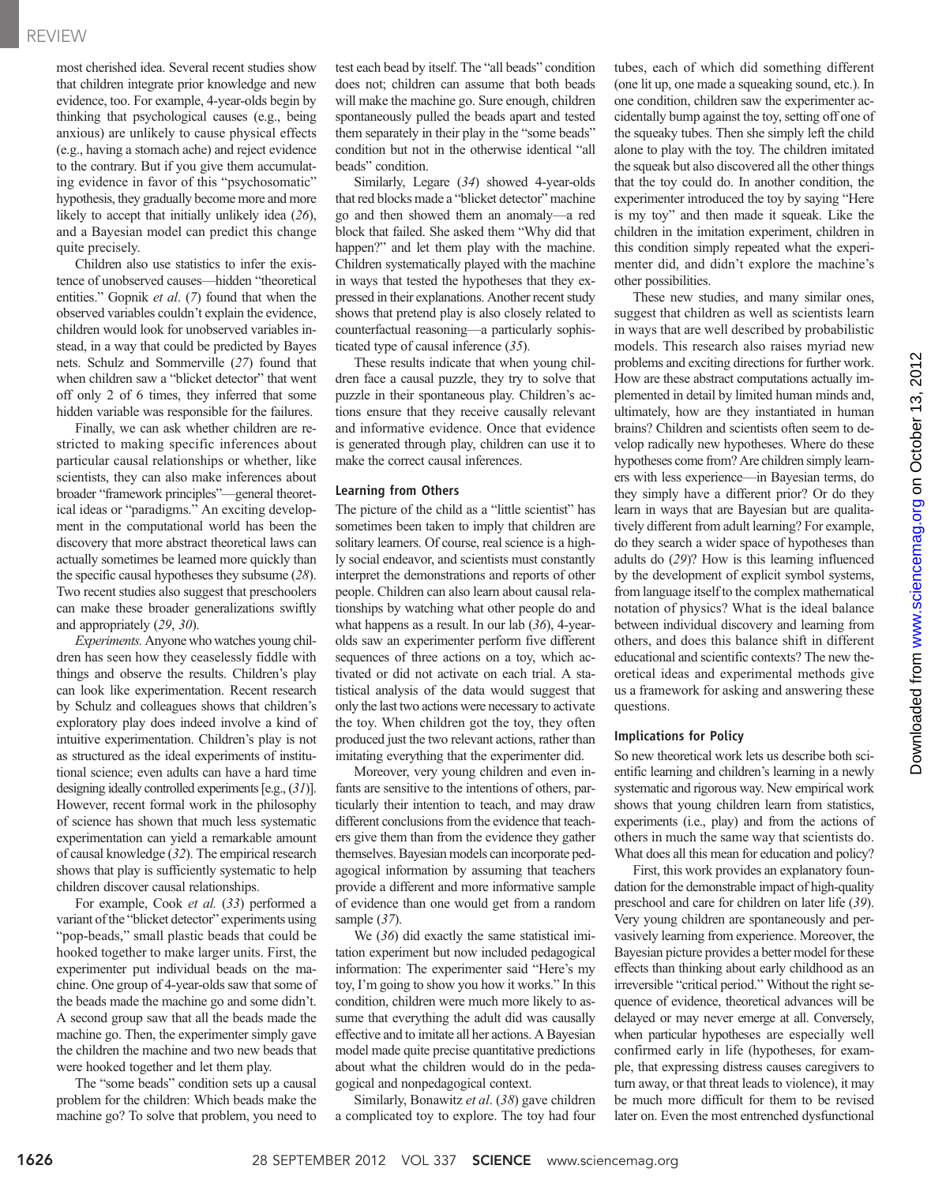most cherished idea. Several recent studies show that children integrate prior knowledge and new evidence, too. For example, 4-year-olds begin by thinking that psychological causes (e.g., being anxious) are unlikely to cause physical effects (e.g., having a stomach ache) and reject evidence to the contrary. But if you give them accumulating evidence in favor of this "psychosomatic" hypothesis, they gradually become more and more likely to accept that initially unlikely idea (26), and a Bayesian model can predict this change quite precisely.

Children also use statistics to infer the existence of unobserved causes—hidden "theoretical entities." Gopnik *et al.* (7) found that when the observed variables couldn't explain the evidence, children would look for unobserved variables instead, in a way that could be predicted by Bayes nets. Schulz and Sommerville (27) found that when children saw a "blicket detector" that went off only 2 of 6 times, they inferred that some hidden variable was responsible for the failures.

Finally, we can ask whether children are restricted to making specific inferences about particular causal relationships or whether, like scientists, they can also make inferences about broader "framework principles"—general theoretical ideas or "paradigms." An exciting development in the computational world has been the discovery that more abstract theoretical laws can actually sometimes be learned more quickly than the specific causal hypotheses they subsume (28). Two recent studies also suggest that preschoolers can make these broader generalizations swiftly and appropriately (29, 30).

*Experiments.* Anyone who watches young children has seen how they ceaselessly fiddle with things and observe the results. Children's play can look like experimentation. Recent research by Schulz and colleagues shows that children's exploratory play does indeed involve a kind of intuitive experimentation. Children's play is not as structured as the ideal experiments of institutional science; even adults can have a hard time designing ideally controlled experiments [e.g., (31)]. However, recent formal work in the philosophy of science has shown that much less systematic experimentation can yield a remarkable amount of causal knowledge (32). The empirical research shows that play is sufficiently systematic to help children discover causal relationships.

For example, Cook *et al.* (33) performed a variant of the "blicket detector" experiments using "pop-beads," small plastic beads that could be hooked together to make larger units. First, the experimenter put individual beads on the machine. One group of 4-year-olds saw that some of the beads made the machine go and some didn't. A second group saw that all the beads made the machine go. Then, the experimenter simply gave the children the machine and two new beads that were hooked together and let them play.

The "some beads" condition sets up a causal problem for the children: Which beads make the machine go? To solve that problem, you need to test each bead by itself. The "all beads" condition does not; children can assume that both beads will make the machine go. Sure enough, children spontaneously pulled the beads apart and tested them separately in their play in the "some beads" condition but not in the otherwise identical "all beads" condition.

Similarly, Legare (34) showed 4-year-olds that red blocks made a "blicket detector" machine go and then showed them an anomaly—a red block that failed. She asked them "Why did that happen?" and let them play with the machine. Children systematically played with the machine in ways that tested the hypotheses that they expressed in their explanations. Another recent study shows that pretend play is also closely related to counterfactual reasoning—a particularly sophisticated type of causal inference (35).

These results indicate that when young children face a causal puzzle, they try to solve that puzzle in their spontaneous play. Children's actions ensure that they receive causally relevant and informative evidence. Once that evidence is generated through play, children can use it to make the correct causal inferences.

### Learning from Others

The picture of the child as a "little scientist" has sometimes been taken to imply that children are solitary learners. Of course, real science is a highly social endeavor, and scientists must constantly interpret the demonstrations and reports of other people. Children can also learn about causal relationships by watching what other people do and what happens as a result. In our lab (36), 4-year-olds saw an experimenter perform five different sequences of three actions on a toy, which activated or did not activate on each trial. A statistical analysis of the data would suggest that only the last two actions were necessary to activate the toy. When children got the toy, they often produced just the two relevant actions, rather than imitating everything that the experimenter did.

Moreover, very young children and even infants are sensitive to the intentions of others, particularly their intention to teach, and may draw different conclusions from the evidence that teachers give them than from the evidence they gather themselves. Bayesian models can incorporate pedagogical information by assuming that teachers provide a different and more informative sample of evidence than one would get from a random sample (37).

We (36) did exactly the same statistical imitation experiment but now included pedagogical information: The experimenter said "Here's my toy, I'm going to show you how it works." In this condition, children were much more likely to assume that everything the adult did was causally effective and to imitate all her actions. A Bayesian model made quite precise quantitative predictions about what the children would do in the pedagogical and nonpedagogical context.

Similarly, Bonawitz *et al.* (38) gave children a complicated toy to explore. The toy had four tubes, each of which did something different (one lit up, one made a squeaking sound, etc.). In one condition, children saw the experimenter accidentally bump against the toy, setting off one of the squeaky tubes. Then she simply left the child alone to play with the toy. The children imitated the squeak but also discovered all the other things that the toy could do. In another condition, the experimenter introduced the toy by saying "Here is my toy" and then made it squeak. Like the children in the imitation experiment, children in this condition simply repeated what the experimenter did, and didn't explore the machine's other possibilities.

These new studies, and many similar ones, suggest that children as well as scientists learn in ways that are well described by probabilistic models. This research also raises myriad new problems and exciting directions for further work. How are these abstract computations actually implemented in detail by limited human minds and, ultimately, how are they instantiated in human brains? Children and scientists often seem to develop radically new hypotheses. Where do these hypotheses come from? Are children simply learners with less experience—in Bayesian terms, do they simply have a different prior? Or do they learn in ways that are Bayesian but are qualitatively different from adult learning? For example, do they search a wider space of hypotheses than adults do (29)? How is this learning influenced by the development of explicit symbol systems, from language itself to the complex mathematical notation of physics? What is the ideal balance between individual discovery and learning from others, and does this balance shift in different educational and scientific contexts? The new theoretical ideas and experimental methods give us a framework for asking and answering these questions.

### Implications for Policy

So new theoretical work lets us describe both scientific learning and children's learning in a newly systematic and rigorous way. New empirical work shows that young children learn from statistics, experiments (i.e., play) and from the actions of others in much the same way that scientists do. What does all this mean for education and policy?

First, this work provides an explanatory foundation for the demonstrable impact of high-quality preschool and care for children on later life (39). Very young children are spontaneously and pervasively learning from experience. Moreover, the Bayesian picture provides a better model for these effects than thinking about early childhood as an irreversible "critical period." Without the right sequence of evidence, theoretical advances will be delayed or may never emerge at all. Conversely, when particular hypotheses are especially well confirmed early in life (hypotheses, for example, that expressing distress causes caregivers to turn away, or that threat leads to violence), it may be much more difficult for them to be revised later on. Even the most entrenched dysfunctional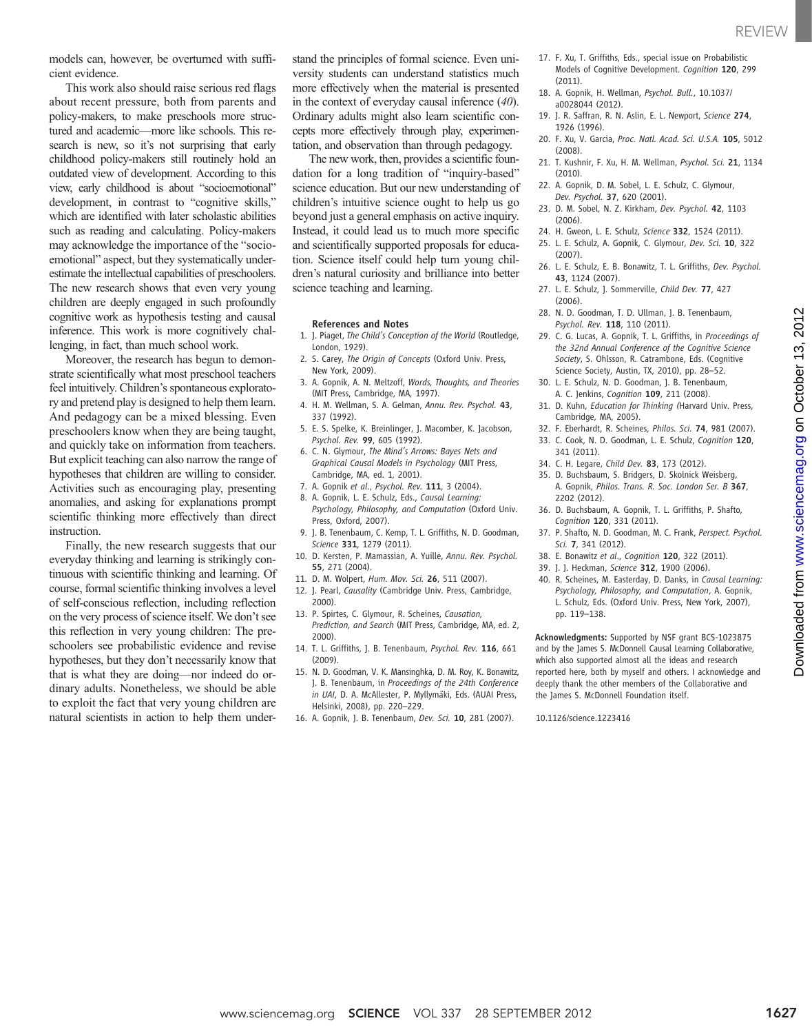models can, however, be overturned with sufficient evidence.

This work also should raise serious red flags about recent pressure, both from parents and policy-makers, to make preschools more structured and academic—more like schools. This research is new, so it's not surprising that early childhood policy-makers still routinely hold an outdated view of development. According to this view, early childhood is about "socioemotional" development, in contrast to "cognitive skills," which are identified with later scholastic abilities such as reading and calculating. Policy-makers may acknowledge the importance of the "socioemotional" aspect, but they systematically underestimate the intellectual capabilities of preschoolers. The new research shows that even very young children are deeply engaged in such profoundly cognitive work as hypothesis testing and causal inference. This work is more cognitively challenging, in fact, than much school work.

Moreover, the research has begun to demonstrate scientifically what most preschool teachers feel intuitively. Children's spontaneous exploratory and pretend play is designed to help them learn. And pedagogy can be a mixed blessing. Even preschoolers know when they are being taught, and quickly take on information from teachers. But explicit teaching can also narrow the range of hypotheses that children are willing to consider. Activities such as encouraging play, presenting anomalies, and asking for explanations prompt scientific thinking more effectively than direct instruction.

Finally, the new research suggests that our everyday thinking and learning is strikingly continuous with scientific thinking and learning. Of course, formal scientific thinking involves a level of self-conscious reflection, including reflection on the very process of science itself. We don't see this reflection in very young children: The preschoolers see probabilistic evidence and revise hypotheses, but they don't necessarily know that that is what they are doing—nor indeed do ordinary adults. Nonetheless, we should be able to exploit the fact that very young children are natural scientists in action to help them understand the principles of formal science. Even university students can understand statistics much more effectively when the material is presented in the context of everyday causal inference (*40*). Ordinary adults might also learn scientific concepts more effectively through play, experimentation, and observation than through pedagogy.

The new work, then, provides a scientific foundation for a long tradition of "inquiry-based" science education. But our new understanding of children's intuitive science ought to help us go beyond just a general emphasis on active inquiry. Instead, it could lead us to much more specific and scientifically supported proposals for education. Science itself could help turn young children's natural curiosity and brilliance into better science teaching and learning.

### References and Notes

1. J. Piaget, *The Child's Conception of the World* (Routledge, London, 1929).
2. S. Carey, *The Origin of Concepts* (Oxford Univ. Press, New York, 2009).
3. A. Gopnik, A. N. Meltzoff, *Words, Thoughts, and Theories* (MIT Press, Cambridge, MA, 1997).
4. H. M. Wellman, S. A. Gelman, *Annu. Rev. Psychol.* **43**, 337 (1992).
5. E. S. Spelke, K. Breinlinger, J. Macomber, K. Jacobson, *Psychol. Rev.* **99**, 605 (1992).
6. C. N. Glymour, *The Mind's Arrows: Bayes Nets and Graphical Causal Models in Psychology* (MIT Press, Cambridge, MA, ed. 1, 2001).
7. A. Gopnik *et al.*, *Psychol. Rev.* **111**, 3 (2004).
8. A. Gopnik, L. E. Schulz, Eds., *Causal Learning: Psychology, Philosophy, and Computation* (Oxford Univ. Press, Oxford, 2007).
9. J. B. Tenenbaum, C. Kemp, T. L. Griffiths, N. D. Goodman, *Science* **331**, 1279 (2011).
10. D. Kersten, P. Mamassian, A. Yuille, *Annu. Rev. Psychol.* **55**, 271 (2004).
11. D. M. Wolpert, *Hum. Mov. Sci.* **26**, 511 (2007).
12. J. Pearl, *Causality* (Cambridge Univ. Press, Cambridge, 2000).
13. P. Spirtes, C. Glymour, R. Scheines, *Causation, Prediction, and Search* (MIT Press, Cambridge, MA, ed. 2, 2000).
14. T. L. Griffiths, J. B. Tenenbaum, *Psychol. Rev.* **116**, 661 (2009).
15. N. D. Goodman, V. K. Mansinghka, D. M. Roy, K. Bonawitz, J. B. Tenenbaum, in *Proceedings of the 24th Conference in UAI*, D. A. McAllester, P. Myllymäki, Eds. (AUAI Press, Helsinki, 2008), pp. 220–229.
16. A. Gopnik, J. B. Tenenbaum, *Dev. Sci.* **10**, 281 (2007).
17. F. Xu, T. Griffiths, Eds., special issue on Probabilistic Models of Cognitive Development. *Cognition* **120**, 299 (2011).
18. A. Gopnik, H. Wellman, *Psychol. Bull.*, 10.1037/a0028044 (2012).
19. J. R. Saffran, R. N. Aslin, E. L. Newport, *Science* **274**, 1926 (1996).
20. F. Xu, V. Garcia, *Proc. Natl. Acad. Sci. U.S.A.* **105**, 5012 (2008).
21. T. Kushnir, F. Xu, H. M. Wellman, *Psychol. Sci.* **21**, 1134 (2010).
22. A. Gopnik, D. M. Sobel, L. E. Schulz, C. Glymour, *Dev. Psychol.* **37**, 620 (2001).
23. D. M. Sobel, N. Z. Kirkham, *Dev. Psychol.* **42**, 1103 (2006).
24. H. Gweon, L. E. Schulz, *Science* **332**, 1524 (2011).
25. L. E. Schulz, A. Gopnik, C. Glymour, *Dev. Sci.* **10**, 322 (2007).
26. L. E. Schulz, E. B. Bonawitz, T. L. Griffiths, *Dev. Psychol.* **43**, 1124 (2007).
27. L. E. Schulz, J. Sommerville, *Child Dev.* **77**, 427 (2006).
28. N. D. Goodman, T. D. Ullman, J. B. Tenenbaum, *Psychol. Rev.* **118**, 110 (2011).
29. C. G. Lucas, A. Gopnik, T. L. Griffiths, in *Proceedings of the 32nd Annual Conference of the Cognitive Science Society*, S. Ohlsson, R. Catrambone, Eds. (Cognitive Science Society, Austin, TX, 2010), pp. 28–52.
30. L. E. Schulz, N. D. Goodman, J. B. Tenenbaum, A. C. Jenkins, *Cognition* **109**, 211 (2008).
31. D. Kuhn, *Education for Thinking* (Harvard Univ. Press, Cambridge, MA, 2005).
32. F. Eberhardt, R. Scheines, *Philos. Sci.* **74**, 981 (2007).
33. C. Cook, N. D. Goodman, L. E. Schulz, *Cognition* **120**, 341 (2011).
34. C. H. Legare, *Child Dev.* **83**, 173 (2012).
35. D. Buchsbaum, S. Bridgers, D. Skolnick Weisberg, A. Gopnik, *Philos. Trans. R. Soc. London Ser. B* **367**, 2202 (2012).
36. D. Buchsbaum, A. Gopnik, T. L. Griffiths, P. Shafto, *Cognition* **120**, 331 (2011).
37. P. Shafto, N. D. Goodman, M. C. Frank, *Perspect. Psychol. Sci.* **7**, 341 (2012).
38. E. Bonawitz *et al.*, *Cognition* **120**, 322 (2011).
39. J. J. Heckman, *Science* **312**, 1900 (2006).
40. R. Scheines, M. Easterday, D. Danks, in *Causal Learning: Psychology, Philosophy, and Computation*, A. Gopnik, L. Schulz, Eds. (Oxford Univ. Press, New York, 2007), pp. 119–138.

**Acknowledgments:** Supported by NSF grant BCS-1023875 and by the James S. McDonnell Causal Learning Collaborative, which also supported almost all the ideas and research reported here, both by myself and others. I acknowledge and deeply thank the other members of the Collaborative and the James S. McDonnell Foundation itself.

10.1126/science.1223416